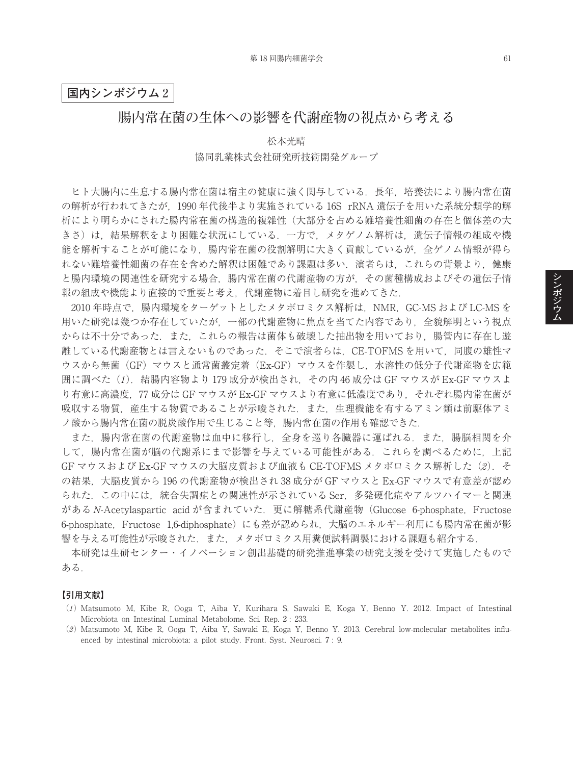**国内シンポジウム 2**

# 腸内常在菌の生体への影響を代謝産物の視点から考える

松本光晴

協同乳業株式会社研究所技術開発グループ

ヒト大腸内に生息する腸内常在菌は宿主の健康に強く関与している．長年，培養法により腸内常在菌の解析が行われてきたが，1990 年代後半より実施されている 16S rRNA 遺伝子を用いた系統分類学的解析により明らかにされた腸内常在菌の構造的複雑性（大部分を占める難培養性細菌の存在と個体差の大きさ）は，結果解釈をより困難な状況にしている．一方で，メタゲノム解析は，遺伝子情報の組成や機能を解析することが可能になり，腸内常在菌の役割解明に大きく貢献しているが，全ゲノム情報が得られない難培養性細菌の存在を含めた解釈は困難であり課題は多い．演者らは，これらの背景より，健康と腸内環境の関連性を研究する場合，腸内常在菌の代謝産物の方が，その菌種構成およびその遺伝子情報の組成や機能より直接的で重要と考え，代謝産物に着目し研究を進めてきた．

2010 年時点で，腸内環境をターゲットとしたメタボロミクス解析は，NMR，GC-MS および LC-MS を用いた研究は幾つか存在していたが，一部の代謝産物に焦点を当てた内容であり，全貌解明という視点からは不十分であった．また，これらの報告は菌体も破壊した抽出物を用いており，腸管内に存在し遊離している代謝産物とは言えないものであった．そこで演者らは，CE-TOFMS を用いて，同腹の雄性マウスから無菌（GF）マウスと通常菌叢定着（Ex-GF）マウスを作製し，水溶性の低分子代謝産物を広範囲に調べた（*1*）．結腸内容物より 179 成分が検出され，その内 46 成分は GF マウスが Ex-GF マウスより有意に高濃度，77 成分は GF マウスが Ex-GF マウスより有意に低濃度であり，それぞれ腸内常在菌が吸収する物質，産生する物質であることが示唆された．また，生理機能を有するアミン類は前駆体アミノ酸から腸内常在菌の脱炭酸作用で生じること等，腸内常在菌の作用も確認できた．

また，腸内常在菌の代謝産物は血中に移行し，全身を巡り各臓器に運ばれる．また，腸脳相関を介して，腸内常在菌が脳の代謝系にまで影響を与えている可能性がある．これらを調べるために，上記 GF マウスおよび Ex-GF マウスの大脳皮質および血液も CE-TOFMS メタボロミクス解析した（*2*）．その結果，大脳皮質から 196 の代謝産物が検出され 38 成分が GF マウスと Ex-GF マウスで有意差が認められた．この中には，統合失調症との関連性が示されている Ser，多発硬化症やアルツハイマーと関連がある *N*-Acetylaspartic acid が含まれていた．更に解糖系代謝産物（Glucose 6-phosphate，Fructose 6-phosphate，Fructose 1,6-diphosphate）にも差が認められ，大脳のエネルギー利用にも腸内常在菌が影響を与える可能性が示唆された．また，メタボロミクス用糞便試料調製における課題も紹介する．

本研究は生研センター・イノベーション創出基礎的研究推進事業の研究支援を受けて実施したものである．

**【引用文献】**

（*1*）Matsumoto M, Kibe R, Ooga T, Aiba Y, Kurihara S, Sawaki E, Koga Y, Benno Y. 2012. Impact of Intestinal Microbiota on Intestinal Luminal Metabolome. Sci. Rep. **2**: 233.

（*2*）Matsumoto M, Kibe R, Ooga T, Aiba Y, Sawaki E, Koga Y, Benno Y. 2013. Cerebral low-molecular metabolites influenced by intestinal microbiota: a pilot study. Front. Syst. Neurosci. **7**: 9.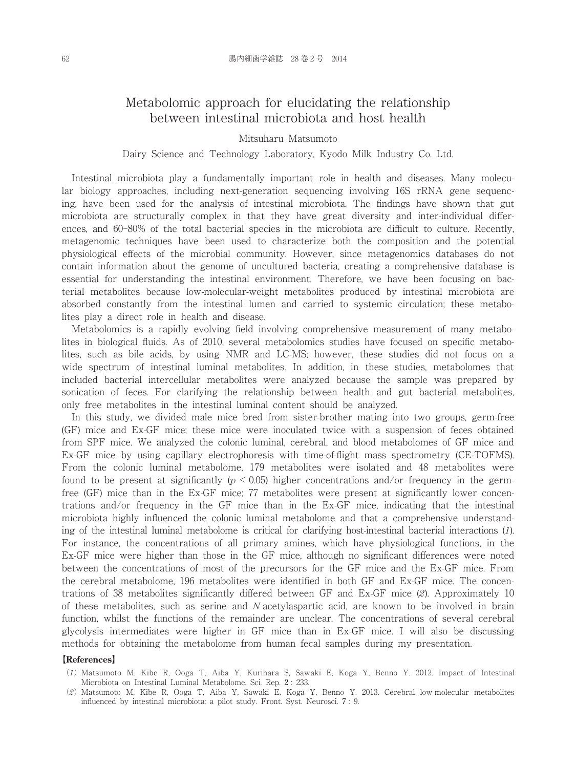# Metabolomic approach for elucidating the relationship between intestinal microbiota and host health

Mitsuharu Matsumoto

Dairy Science and Technology Laboratory, Kyodo Milk Industry Co. Ltd.

Intestinal microbiota play a fundamentally important role in health and diseases. Many molecular biology approaches, including next-generation sequencing involving 16S rRNA gene sequencing, have been used for the analysis of intestinal microbiota. The findings have shown that gut microbiota are structurally complex in that they have great diversity and inter-individual differences, and 60–80% of the total bacterial species in the microbiota are difficult to culture. Recently, metagenomic techniques have been used to characterize both the composition and the potential physiological effects of the microbial community. However, since metagenomics databases do not contain information about the genome of uncultured bacteria, creating a comprehensive database is essential for understanding the intestinal environment. Therefore, we have been focusing on bacterial metabolites because low-molecular-weight metabolites produced by intestinal microbiota are absorbed constantly from the intestinal lumen and carried to systemic circulation; these metabolites play a direct role in health and disease.

Metabolomics is a rapidly evolving field involving comprehensive measurement of many metabolites in biological fluids. As of 2010, several metabolomics studies have focused on specific metabolites, such as bile acids, by using NMR and LC-MS; however, these studies did not focus on a wide spectrum of intestinal luminal metabolites. In addition, in these studies, metabolomes that included bacterial intercellular metabolites were analyzed because the sample was prepared by sonication of feces. For clarifying the relationship between health and gut bacterial metabolites, only free metabolites in the intestinal luminal content should be analyzed.

In this study, we divided male mice bred from sister-brother mating into two groups, germ-free (GF) mice and Ex-GF mice; these mice were inoculated twice with a suspension of feces obtained from SPF mice. We analyzed the colonic luminal, cerebral, and blood metabolomes of GF mice and Ex-GF mice by using capillary electrophoresis with time-of-flight mass spectrometry (CE-TOFMS). From the colonic luminal metabolome, 179 metabolites were isolated and 48 metabolites were found to be present at significantly ($p < 0.05$) higher concentrations and/or frequency in the germ-free (GF) mice than in the Ex-GF mice; 77 metabolites were present at significantly lower concentrations and/or frequency in the GF mice than in the Ex-GF mice, indicating that the intestinal microbiota highly influenced the colonic luminal metabolome and that a comprehensive understanding of the intestinal luminal metabolome is critical for clarifying host-intestinal bacterial interactions (*1*). For instance, the concentrations of all primary amines, which have physiological functions, in the Ex-GF mice were higher than those in the GF mice, although no significant differences were noted between the concentrations of most of the precursors for the GF mice and the Ex-GF mice. From the cerebral metabolome, 196 metabolites were identified in both GF and Ex-GF mice. The concentrations of 38 metabolites significantly differed between GF and Ex-GF mice (*2*). Approximately 10 of these metabolites, such as serine and *N*-acetylaspartic acid, are known to be involved in brain function, whilst the functions of the remainder are unclear. The concentrations of several cerebral glycolysis intermediates were higher in GF mice than in Ex-GF mice. I will also be discussing methods for obtaining the metabolome from human fecal samples during my presentation.

**【References】**

(*1*) Matsumoto M, Kibe R, Ooga T, Aiba Y, Kurihara S, Sawaki E, Koga Y, Benno Y. 2012. Impact of Intestinal Microbiota on Intestinal Luminal Metabolome. Sci. Rep. **2** : 233.

(*2*) Matsumoto M, Kibe R, Ooga T, Aiba Y, Sawaki E, Koga Y, Benno Y. 2013. Cerebral low-molecular metabolites influenced by intestinal microbiota: a pilot study. Front. Syst. Neurosci. **7** : 9.